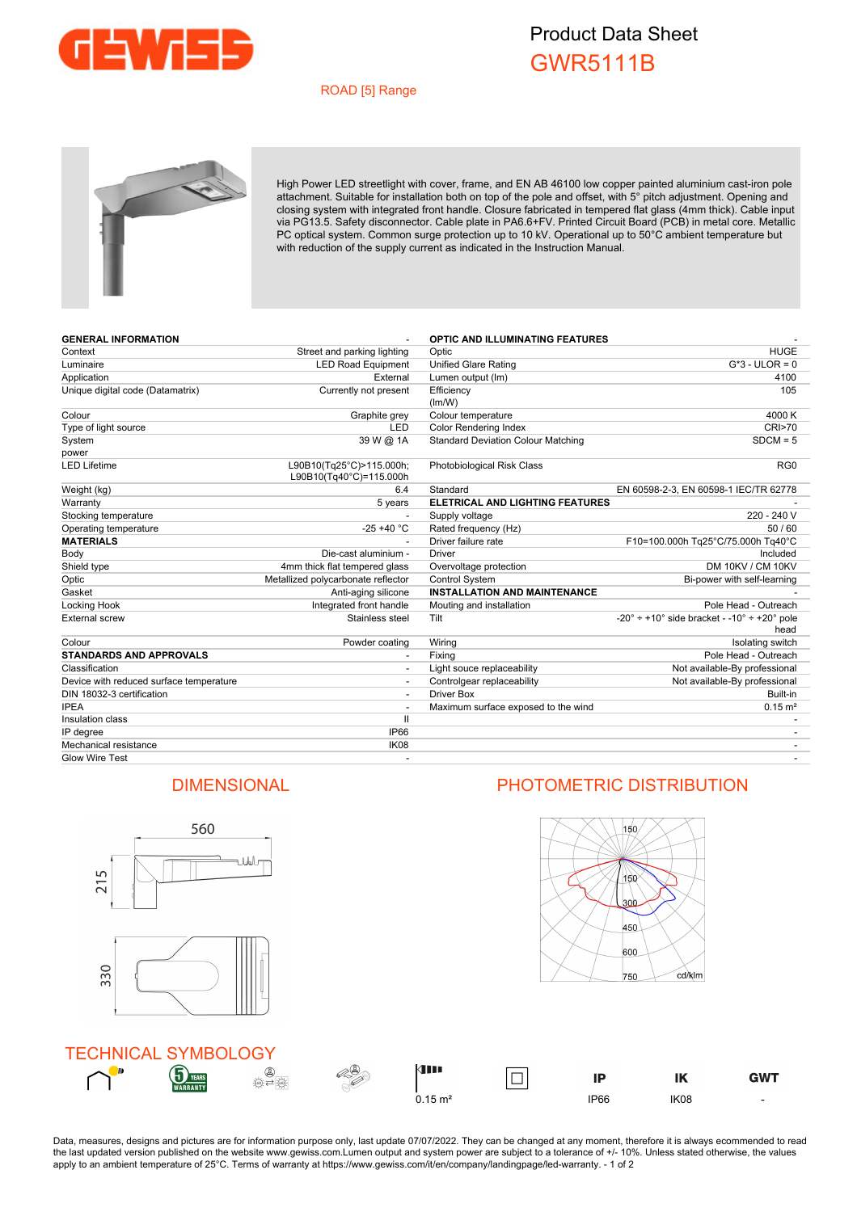# Product Data Sheet
## GWR5111B

ROAD [5] Range

High Power LED streetlight with cover, frame, and EN AB 46100 low copper painted aluminium cast-iron pole attachment. Suitable for installation both on top of the pole and offset, with 5° pitch adjustment. Opening and closing system with integrated front handle. Closure fabricated in tempered flat glass (4mm thick). Cable input via PG13.5. Safety disconnector. Cable plate in PA6.6+FV. Printed Circuit Board (PCB) in metal core. Metallic PC optical system. Common surge protection up to 10 kV. Operational up to 50°C ambient temperature but with reduction of the supply current as indicated in the Instruction Manual.

| **GENERAL INFORMATION** | - |
|---|---|
| Context | Street and parking lighting |
| Luminaire | LED Road Equipment |
| Application | External |
| Unique digital code (Datamatrix) | Currently not present |
| Colour | Graphite grey |
| Type of light source | LED |
| System power | 39 W @ 1A |
| LED Lifetime | L90B10(Tq25°C)>115.000h; L90B10(Tq40°C)=115.000h |
| Weight (kg) | 6.4 |
| Warranty | 5 years |
| Stocking temperature | - |
| Operating temperature | -25 +40 °C |
| **MATERIALS** | - |
| Body | Die-cast aluminium - |
| Shield type | 4mm thick flat tempered glass |
| Optic | Metallized polycarbonate reflector |
| Gasket | Anti-aging silicone |
| Locking Hook | Integrated front handle |
| External screw | Stainless steel |
| Colour | Powder coating |
| **STANDARDS AND APPROVALS** | - |
| Classification | - |
| Device with reduced surface temperature | - |
| DIN 18032-3 certification | - |
| IPEA | - |
| Insulation class | II |
| IP degree | IP66 |
| Mechanical resistance | IK08 |
| Glow Wire Test | - |

| **OPTIC AND ILLUMINATING FEATURES** | - |
|---|---|
| Optic | HUGE |
| Unified Glare Rating | G*3 - ULOR = 0 |
| Lumen output (lm) | 4100 |
| Efficiency (lm/W) | 105 |
| Colour temperature | 4000 K |
| Color Rendering Index | CRI>70 |
| Standard Deviation Colour Matching | SDCM = 5 |
| Photobiological Risk Class | RG0 |
| Standard | EN 60598-2-3, EN 60598-1 IEC/TR 62778 |
| **ELETRICAL AND LIGHTING FEATURES** | - |
| Supply voltage | 220 - 240 V |
| Rated frequency (Hz) | 50 / 60 |
| Driver failure rate | F10=100.000h Tq25°C/75.000h Tq40°C |
| Driver | Included |
| Overvoltage protection | DM 10KV / CM 10KV |
| Control System | Bi-power with self-learning |
| **INSTALLATION AND MAINTENANCE** | - |
| Mouting and installation | Pole Head - Outreach |
| Tilt | -20° ÷ +10° side bracket - -10° ÷ +20° pole head |
| Wiring | Isolating switch |
| Fixing | Pole Head - Outreach |
| Light souce replaceability | Not available-By professional |
| Controlgear replaceability | Not available-By professional |
| Driver Box | Built-in |
| Maximum surface exposed to the wind | 0.15 m² |
| | - |
| | - |
| | - |
| | - |

## DIMENSIONAL

560

215

330

## PHOTOMETRIC DISTRIBUTION

150, 150, 300, 450, 600, 750 cd/klm

## TECHNICAL SYMBOLOGY

0.15 m² | IP IP66 | IK IK08 | GWT -

Data, measures, designs and pictures are for information purpose only, last update 07/07/2022. They can be changed at any moment, therefore it is always ecommended to read the last updated version published on the website www.gewiss.com.Lumen output and system power are subject to a tolerance of +/- 10%. Unless stated otherwise, the values apply to an ambient temperature of 25°C. Terms of warranty at https://www.gewiss.com/it/en/company/landingpage/led-warranty.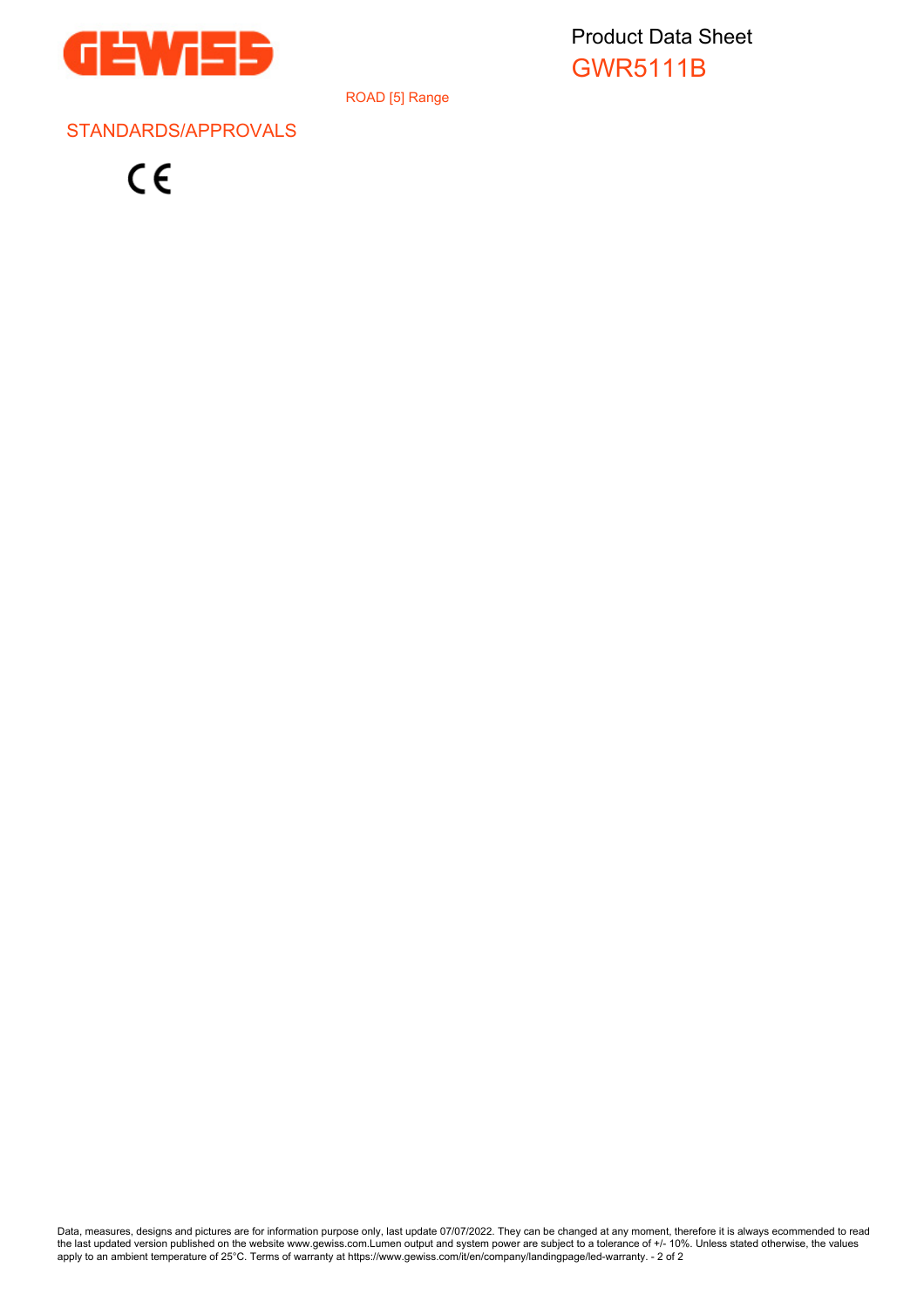## STANDARDS/APPROVALS

CE